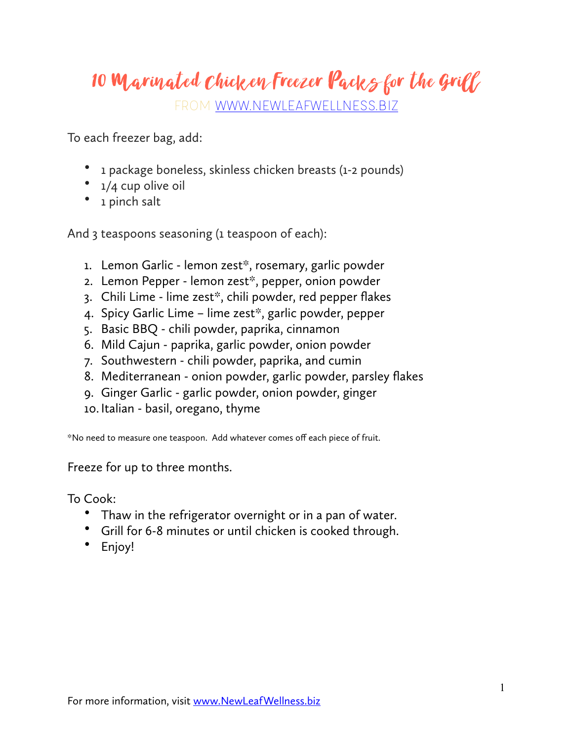# 10 Marinated Chicken Freezer Packs for the Grill

FROM [WWW.NEWLEAFWELLNESS.BIZ](http://www.newleafwellness.biz)

To each freezer bag, add:

- 1 package boneless, skinless chicken breasts (1-2 pounds)
- 1/4 cup olive oil
- 1 pinch salt

And 3 teaspoons seasoning (1 teaspoon of each):

1. Lemon Garlic - lemon zest*, rosemary, garlic powder
2. Lemon Pepper - lemon zest*, pepper, onion powder
3. Chili Lime - lime zest*, chili powder, red pepper flakes
4. Spicy Garlic Lime – lime zest*, garlic powder, pepper
5. Basic BBQ - chili powder, paprika, cinnamon
6. Mild Cajun - paprika, garlic powder, onion powder
7. Southwestern - chili powder, paprika, and cumin
8. Mediterranean - onion powder, garlic powder, parsley flakes
9. Ginger Garlic - garlic powder, onion powder, ginger
10. Italian - basil, oregano, thyme

*No need to measure one teaspoon. Add whatever comes off each piece of fruit.

Freeze for up to three months.

To Cook:

- Thaw in the refrigerator overnight or in a pan of water.
- Grill for 6-8 minutes or until chicken is cooked through.
- Enjoy!

For more information, visit [www.NewLeafWellness.biz](http://www.NewLeafWellness.biz)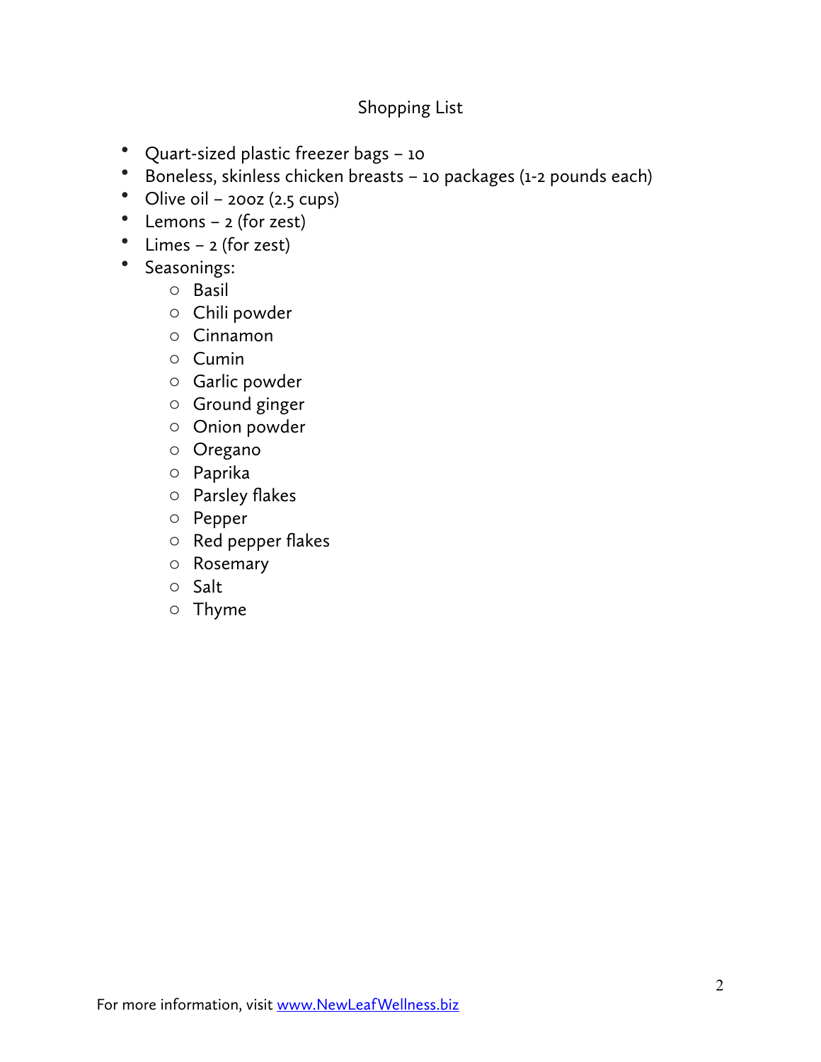## Shopping List

- Quart-sized plastic freezer bags – 10
- Boneless, skinless chicken breasts – 10 packages (1-2 pounds each)
- Olive oil – 20oz (2.5 cups)
- Lemons – 2 (for zest)
- Limes – 2 (for zest)
- Seasonings:
    - Basil
    - Chili powder
    - Cinnamon
    - Cumin
    - Garlic powder
    - Ground ginger
    - Onion powder
    - Oregano
    - Paprika
    - Parsley flakes
    - Pepper
    - Red pepper flakes
    - Rosemary
    - Salt
    - Thyme

For more information, visit www.NewLeafWellness.biz